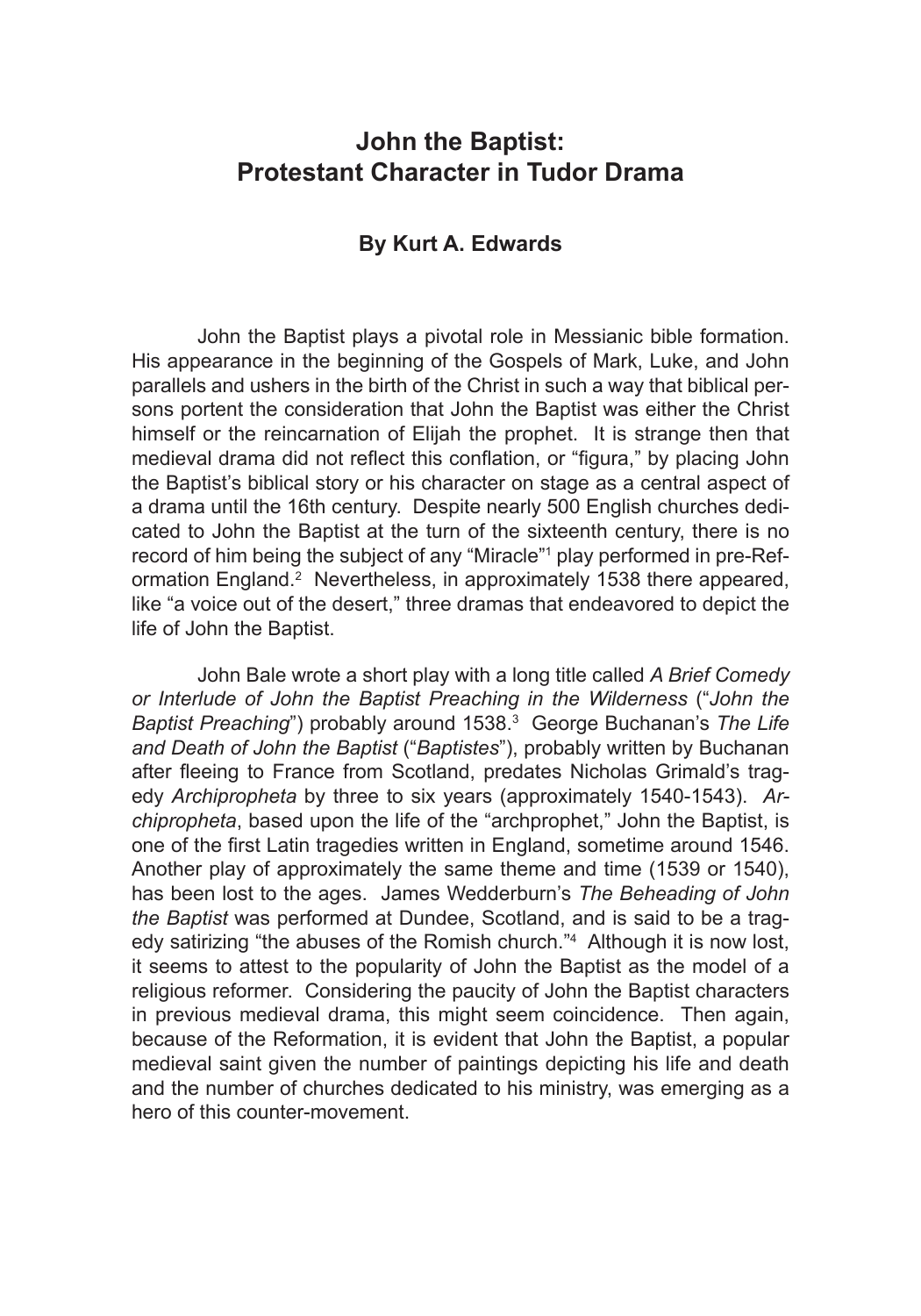# John the Baptist: Protestant Character in Tudor Drama

### By Kurt A. Edwards

John the Baptist plays a pivotal role in Messianic bible formation. His appearance in the beginning of the Gospels of Mark, Luke, and John parallels and ushers in the birth of the Christ in such a way that biblical persons portent the consideration that John the Baptist was either the Christ himself or the reincarnation of Elijah the prophet. It is strange then that medieval drama did not reflect this conflation, or "figura," by placing John the Baptist's biblical story or his character on stage as a central aspect of a drama until the 16th century. Despite nearly 500 English churches dedicated to John the Baptist at the turn of the sixteenth century, there is no record of him being the subject of any "Miracle"[1] play performed in pre-Reformation England.[2] Nevertheless, in approximately 1538 there appeared, like "a voice out of the desert," three dramas that endeavored to depict the life of John the Baptist.

John Bale wrote a short play with a long title called *A Brief Comedy or Interlude of John the Baptist Preaching in the Wilderness* ("*John the Baptist Preaching*") probably around 1538.[3] George Buchanan's *The Life and Death of John the Baptist* ("*Baptistes*"), probably written by Buchanan after fleeing to France from Scotland, predates Nicholas Grimald's tragedy *Archipropheta* by three to six years (approximately 1540-1543). *Archipropheta*, based upon the life of the "archprophet," John the Baptist, is one of the first Latin tragedies written in England, sometime around 1546. Another play of approximately the same theme and time (1539 or 1540), has been lost to the ages. James Wedderburn's *The Beheading of John the Baptist* was performed at Dundee, Scotland, and is said to be a tragedy satirizing "the abuses of the Romish church."[4] Although it is now lost, it seems to attest to the popularity of John the Baptist as the model of a religious reformer. Considering the paucity of John the Baptist characters in previous medieval drama, this might seem coincidence. Then again, because of the Reformation, it is evident that John the Baptist, a popular medieval saint given the number of paintings depicting his life and death and the number of churches dedicated to his ministry, was emerging as a hero of this counter-movement.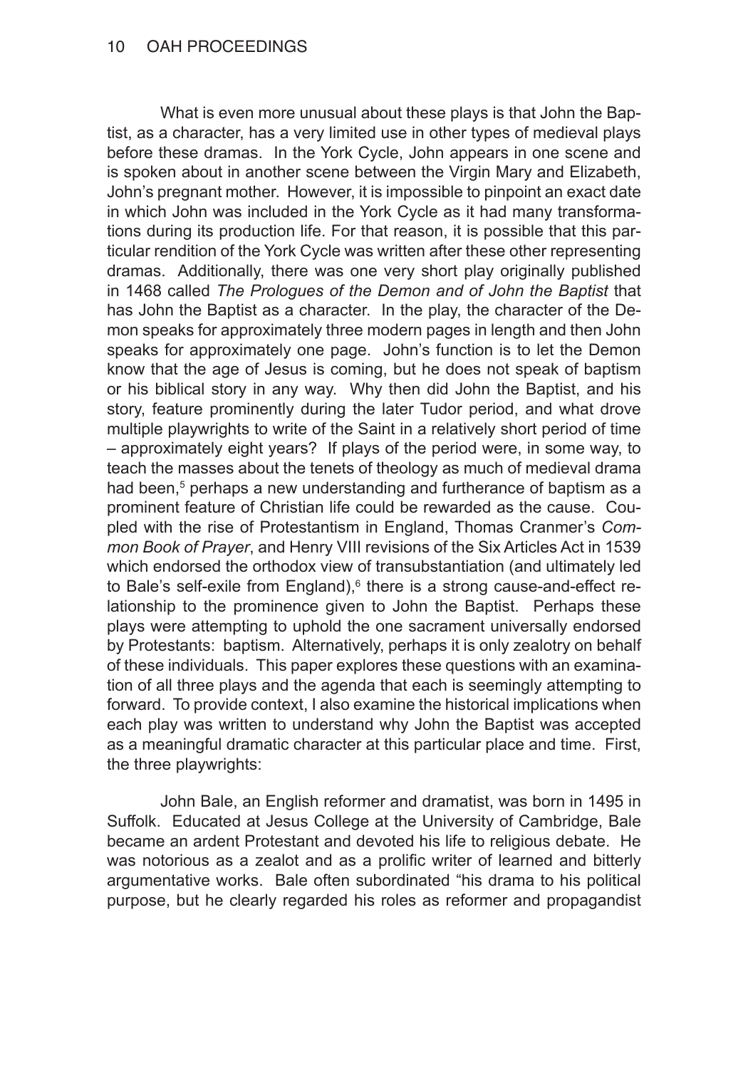What is even more unusual about these plays is that John the Baptist, as a character, has a very limited use in other types of medieval plays before these dramas. In the York Cycle, John appears in one scene and is spoken about in another scene between the Virgin Mary and Elizabeth, John's pregnant mother. However, it is impossible to pinpoint an exact date in which John was included in the York Cycle as it had many transformations during its production life. For that reason, it is possible that this particular rendition of the York Cycle was written after these other representing dramas. Additionally, there was one very short play originally published in 1468 called *The Prologues of the Demon and of John the Baptist* that has John the Baptist as a character. In the play, the character of the Demon speaks for approximately three modern pages in length and then John speaks for approximately one page. John's function is to let the Demon know that the age of Jesus is coming, but he does not speak of baptism or his biblical story in any way. Why then did John the Baptist, and his story, feature prominently during the later Tudor period, and what drove multiple playwrights to write of the Saint in a relatively short period of time – approximately eight years? If plays of the period were, in some way, to teach the masses about the tenets of theology as much of medieval drama had been,[5] perhaps a new understanding and furtherance of baptism as a prominent feature of Christian life could be rewarded as the cause. Coupled with the rise of Protestantism in England, Thomas Cranmer's *Common Book of Prayer*, and Henry VIII revisions of the Six Articles Act in 1539 which endorsed the orthodox view of transubstantiation (and ultimately led to Bale's self-exile from England),[6] there is a strong cause-and-effect relationship to the prominence given to John the Baptist. Perhaps these plays were attempting to uphold the one sacrament universally endorsed by Protestants: baptism. Alternatively, perhaps it is only zealotry on behalf of these individuals. This paper explores these questions with an examination of all three plays and the agenda that each is seemingly attempting to forward. To provide context, I also examine the historical implications when each play was written to understand why John the Baptist was accepted as a meaningful dramatic character at this particular place and time. First, the three playwrights:

John Bale, an English reformer and dramatist, was born in 1495 in Suffolk. Educated at Jesus College at the University of Cambridge, Bale became an ardent Protestant and devoted his life to religious debate. He was notorious as a zealot and as a prolific writer of learned and bitterly argumentative works. Bale often subordinated "his drama to his political purpose, but he clearly regarded his roles as reformer and propagandist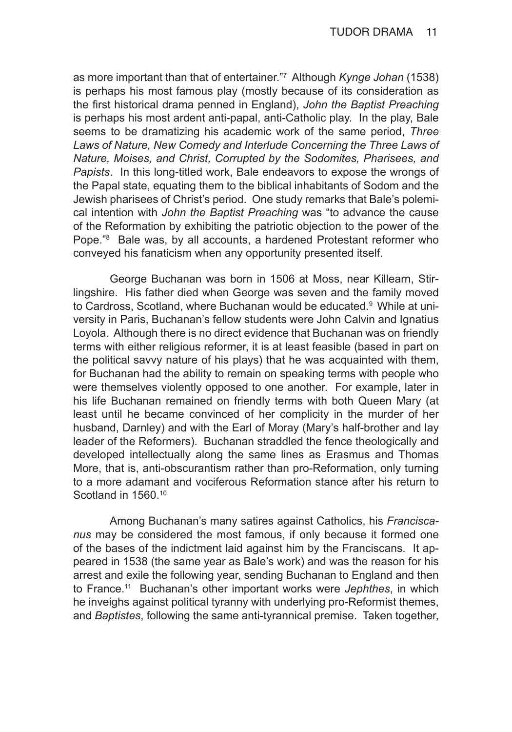as more important than that of entertainer."[7] Although *Kynge Johan* (1538) is perhaps his most famous play (mostly because of its consideration as the first historical drama penned in England), *John the Baptist Preaching* is perhaps his most ardent anti-papal, anti-Catholic play. In the play, Bale seems to be dramatizing his academic work of the same period, *Three Laws of Nature, New Comedy and Interlude Concerning the Three Laws of Nature, Moises, and Christ, Corrupted by the Sodomites, Pharisees, and Papists*. In this long-titled work, Bale endeavors to expose the wrongs of the Papal state, equating them to the biblical inhabitants of Sodom and the Jewish pharisees of Christ's period. One study remarks that Bale's polemical intention with *John the Baptist Preaching* was "to advance the cause of the Reformation by exhibiting the patriotic objection to the power of the Pope."[8] Bale was, by all accounts, a hardened Protestant reformer who conveyed his fanaticism when any opportunity presented itself.

George Buchanan was born in 1506 at Moss, near Killearn, Stirlingshire. His father died when George was seven and the family moved to Cardross, Scotland, where Buchanan would be educated.[9] While at university in Paris, Buchanan's fellow students were John Calvin and Ignatius Loyola. Although there is no direct evidence that Buchanan was on friendly terms with either religious reformer, it is at least feasible (based in part on the political savvy nature of his plays) that he was acquainted with them, for Buchanan had the ability to remain on speaking terms with people who were themselves violently opposed to one another. For example, later in his life Buchanan remained on friendly terms with both Queen Mary (at least until he became convinced of her complicity in the murder of her husband, Darnley) and with the Earl of Moray (Mary's half-brother and lay leader of the Reformers). Buchanan straddled the fence theologically and developed intellectually along the same lines as Erasmus and Thomas More, that is, anti-obscurantism rather than pro-Reformation, only turning to a more adamant and vociferous Reformation stance after his return to Scotland in 1560.[10]

Among Buchanan's many satires against Catholics, his *Franciscanus* may be considered the most famous, if only because it formed one of the bases of the indictment laid against him by the Franciscans. It appeared in 1538 (the same year as Bale's work) and was the reason for his arrest and exile the following year, sending Buchanan to England and then to France.[11] Buchanan's other important works were *Jephthes*, in which he inveighs against political tyranny with underlying pro-Reformist themes, and *Baptistes*, following the same anti-tyrannical premise. Taken together,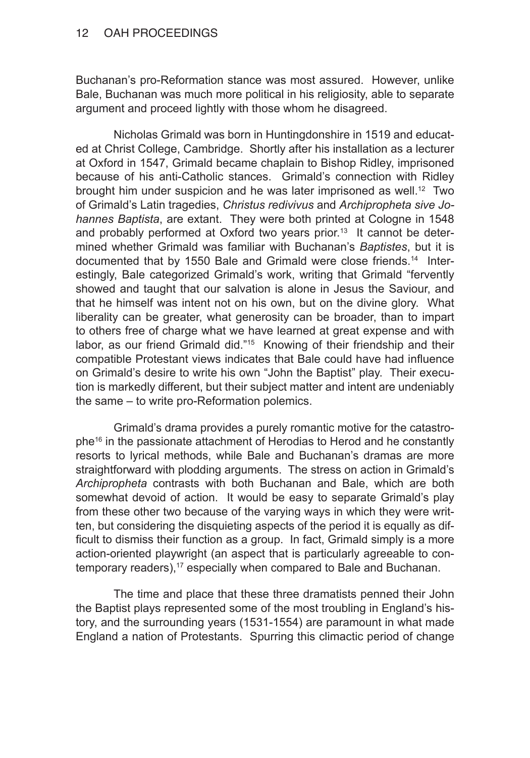Buchanan's pro-Reformation stance was most assured. However, unlike Bale, Buchanan was much more political in his religiosity, able to separate argument and proceed lightly with those whom he disagreed.

Nicholas Grimald was born in Huntingdonshire in 1519 and educated at Christ College, Cambridge. Shortly after his installation as a lecturer at Oxford in 1547, Grimald became chaplain to Bishop Ridley, imprisoned because of his anti-Catholic stances. Grimald's connection with Ridley brought him under suspicion and he was later imprisoned as well.[12] Two of Grimald's Latin tragedies, *Christus redivivus* and *Archipropheta sive Johannes Baptista*, are extant. They were both printed at Cologne in 1548 and probably performed at Oxford two years prior.[13] It cannot be determined whether Grimald was familiar with Buchanan's *Baptistes*, but it is documented that by 1550 Bale and Grimald were close friends.[14] Interestingly, Bale categorized Grimald's work, writing that Grimald "fervently showed and taught that our salvation is alone in Jesus the Saviour, and that he himself was intent not on his own, but on the divine glory. What liberality can be greater, what generosity can be broader, than to impart to others free of charge what we have learned at great expense and with labor, as our friend Grimald did."[15] Knowing of their friendship and their compatible Protestant views indicates that Bale could have had influence on Grimald's desire to write his own "John the Baptist" play. Their execution is markedly different, but their subject matter and intent are undeniably the same – to write pro-Reformation polemics.

Grimald's drama provides a purely romantic motive for the catastrophe[16] in the passionate attachment of Herodias to Herod and he constantly resorts to lyrical methods, while Bale and Buchanan's dramas are more straightforward with plodding arguments. The stress on action in Grimald's *Archipropheta* contrasts with both Buchanan and Bale, which are both somewhat devoid of action. It would be easy to separate Grimald's play from these other two because of the varying ways in which they were written, but considering the disquieting aspects of the period it is equally as difficult to dismiss their function as a group. In fact, Grimald simply is a more action-oriented playwright (an aspect that is particularly agreeable to contemporary readers),[17] especially when compared to Bale and Buchanan.

The time and place that these three dramatists penned their John the Baptist plays represented some of the most troubling in England's history, and the surrounding years (1531-1554) are paramount in what made England a nation of Protestants. Spurring this climactic period of change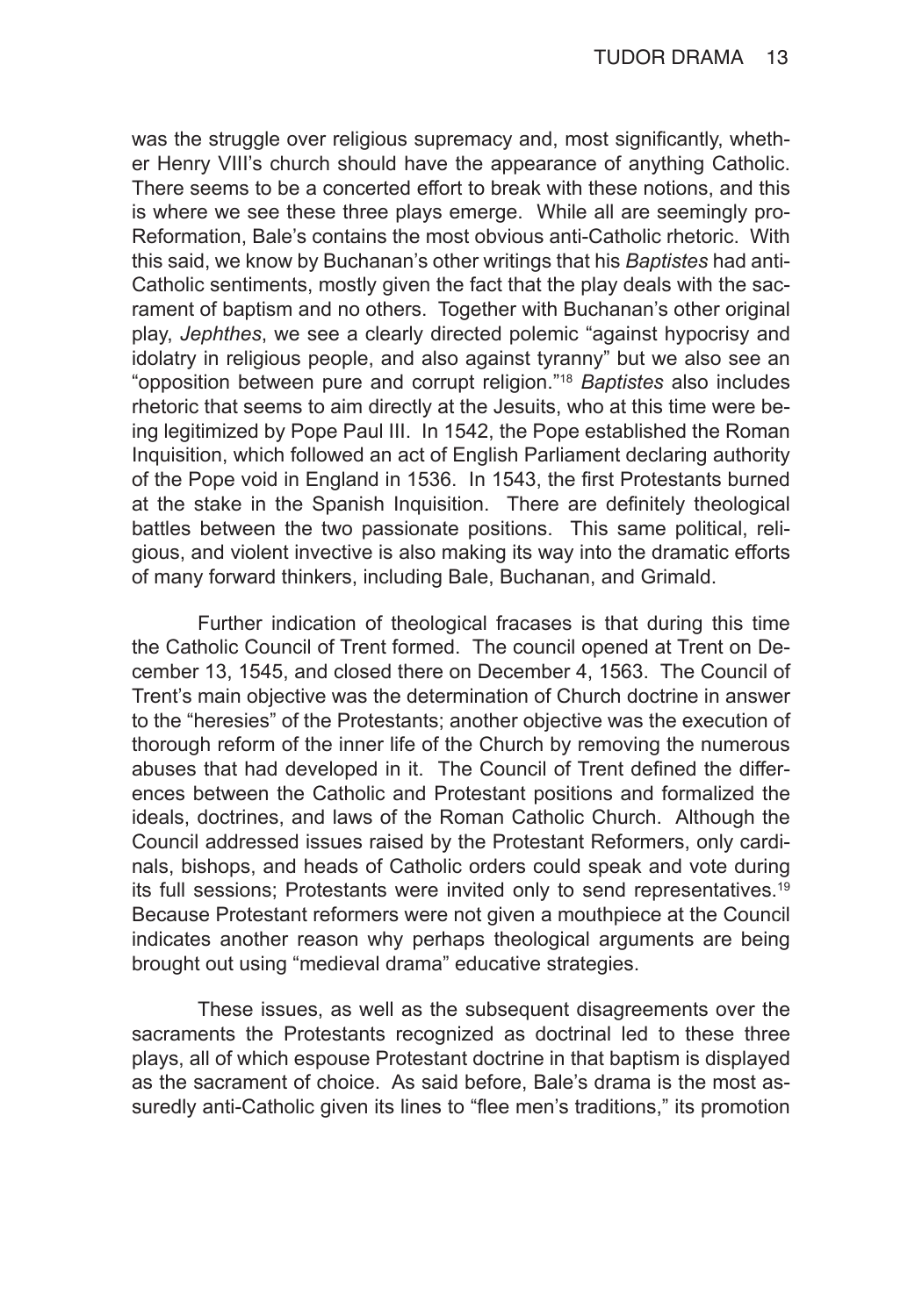was the struggle over religious supremacy and, most significantly, whether Henry VIII's church should have the appearance of anything Catholic. There seems to be a concerted effort to break with these notions, and this is where we see these three plays emerge. While all are seemingly pro-Reformation, Bale's contains the most obvious anti-Catholic rhetoric. With this said, we know by Buchanan's other writings that his *Baptistes* had anti-Catholic sentiments, mostly given the fact that the play deals with the sacrament of baptism and no others. Together with Buchanan's other original play, *Jephthes*, we see a clearly directed polemic "against hypocrisy and idolatry in religious people, and also against tyranny" but we also see an "opposition between pure and corrupt religion."[18] *Baptistes* also includes rhetoric that seems to aim directly at the Jesuits, who at this time were being legitimized by Pope Paul III. In 1542, the Pope established the Roman Inquisition, which followed an act of English Parliament declaring authority of the Pope void in England in 1536. In 1543, the first Protestants burned at the stake in the Spanish Inquisition. There are definitely theological battles between the two passionate positions. This same political, religious, and violent invective is also making its way into the dramatic efforts of many forward thinkers, including Bale, Buchanan, and Grimald.

Further indication of theological fracases is that during this time the Catholic Council of Trent formed. The council opened at Trent on December 13, 1545, and closed there on December 4, 1563. The Council of Trent's main objective was the determination of Church doctrine in answer to the "heresies" of the Protestants; another objective was the execution of thorough reform of the inner life of the Church by removing the numerous abuses that had developed in it. The Council of Trent defined the differences between the Catholic and Protestant positions and formalized the ideals, doctrines, and laws of the Roman Catholic Church. Although the Council addressed issues raised by the Protestant Reformers, only cardinals, bishops, and heads of Catholic orders could speak and vote during its full sessions; Protestants were invited only to send representatives.[19] Because Protestant reformers were not given a mouthpiece at the Council indicates another reason why perhaps theological arguments are being brought out using "medieval drama" educative strategies.

These issues, as well as the subsequent disagreements over the sacraments the Protestants recognized as doctrinal led to these three plays, all of which espouse Protestant doctrine in that baptism is displayed as the sacrament of choice. As said before, Bale's drama is the most assuredly anti-Catholic given its lines to "flee men's traditions," its promotion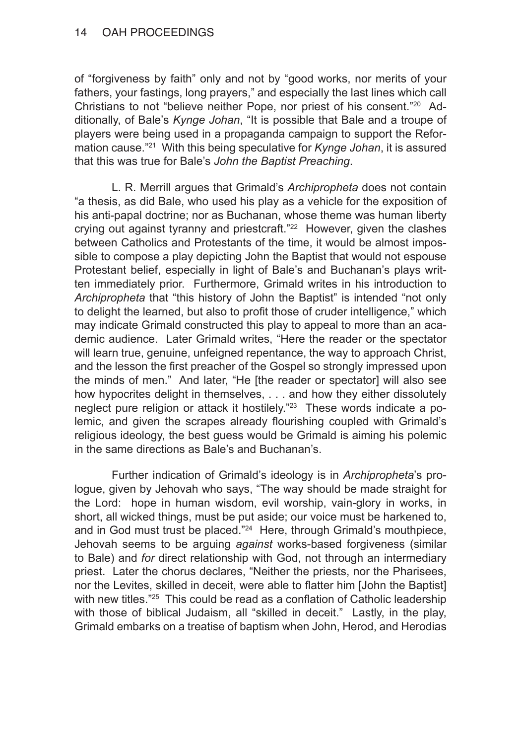of "forgiveness by faith" only and not by "good works, nor merits of your fathers, your fastings, long prayers," and especially the last lines which call Christians to not "believe neither Pope, nor priest of his consent."[20] Additionally, of Bale's *Kynge Johan*, "It is possible that Bale and a troupe of players were being used in a propaganda campaign to support the Reformation cause."[21] With this being speculative for *Kynge Johan*, it is assured that this was true for Bale's *John the Baptist Preaching*.

L. R. Merrill argues that Grimald's *Archipropheta* does not contain "a thesis, as did Bale, who used his play as a vehicle for the exposition of his anti-papal doctrine; nor as Buchanan, whose theme was human liberty crying out against tyranny and priestcraft."[22] However, given the clashes between Catholics and Protestants of the time, it would be almost impossible to compose a play depicting John the Baptist that would not espouse Protestant belief, especially in light of Bale's and Buchanan's plays written immediately prior. Furthermore, Grimald writes in his introduction to *Archipropheta* that "this history of John the Baptist" is intended "not only to delight the learned, but also to profit those of cruder intelligence," which may indicate Grimald constructed this play to appeal to more than an academic audience. Later Grimald writes, "Here the reader or the spectator will learn true, genuine, unfeigned repentance, the way to approach Christ, and the lesson the first preacher of the Gospel so strongly impressed upon the minds of men." And later, "He [the reader or spectator] will also see how hypocrites delight in themselves, . . . and how they either dissolutely neglect pure religion or attack it hostilely."[23] These words indicate a polemic, and given the scrapes already flourishing coupled with Grimald's religious ideology, the best guess would be Grimald is aiming his polemic in the same directions as Bale's and Buchanan's.

Further indication of Grimald's ideology is in *Archipropheta*'s prologue, given by Jehovah who says, "The way should be made straight for the Lord: hope in human wisdom, evil worship, vain-glory in works, in short, all wicked things, must be put aside; our voice must be harkened to, and in God must trust be placed."[24] Here, through Grimald's mouthpiece, Jehovah seems to be arguing *against* works-based forgiveness (similar to Bale) and *for* direct relationship with God, not through an intermediary priest. Later the chorus declares, "Neither the priests, nor the Pharisees, nor the Levites, skilled in deceit, were able to flatter him [John the Baptist] with new titles."[25] This could be read as a conflation of Catholic leadership with those of biblical Judaism, all "skilled in deceit." Lastly, in the play, Grimald embarks on a treatise of baptism when John, Herod, and Herodias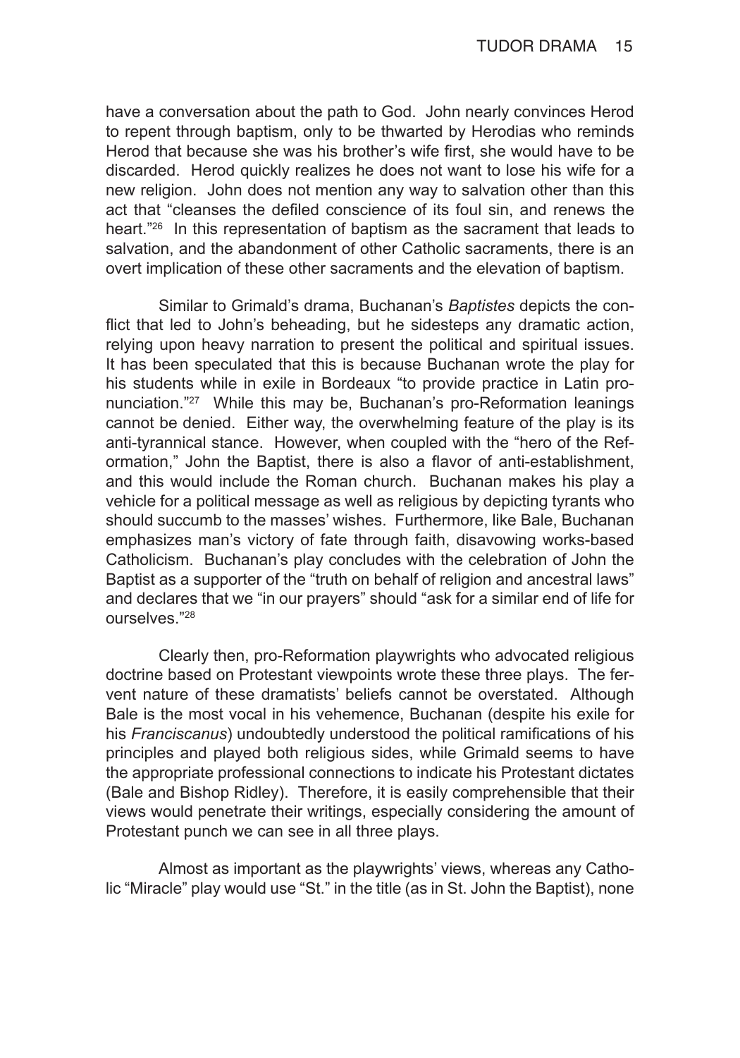have a conversation about the path to God. John nearly convinces Herod to repent through baptism, only to be thwarted by Herodias who reminds Herod that because she was his brother's wife first, she would have to be discarded. Herod quickly realizes he does not want to lose his wife for a new religion. John does not mention any way to salvation other than this act that "cleanses the defiled conscience of its foul sin, and renews the heart."[26] In this representation of baptism as the sacrament that leads to salvation, and the abandonment of other Catholic sacraments, there is an overt implication of these other sacraments and the elevation of baptism.

Similar to Grimald's drama, Buchanan's *Baptistes* depicts the conflict that led to John's beheading, but he sidesteps any dramatic action, relying upon heavy narration to present the political and spiritual issues. It has been speculated that this is because Buchanan wrote the play for his students while in exile in Bordeaux "to provide practice in Latin pronunciation."[27] While this may be, Buchanan's pro-Reformation leanings cannot be denied. Either way, the overwhelming feature of the play is its anti-tyrannical stance. However, when coupled with the "hero of the Reformation," John the Baptist, there is also a flavor of anti-establishment, and this would include the Roman church. Buchanan makes his play a vehicle for a political message as well as religious by depicting tyrants who should succumb to the masses' wishes. Furthermore, like Bale, Buchanan emphasizes man's victory of fate through faith, disavowing works-based Catholicism. Buchanan's play concludes with the celebration of John the Baptist as a supporter of the "truth on behalf of religion and ancestral laws" and declares that we "in our prayers" should "ask for a similar end of life for ourselves."[28]

Clearly then, pro-Reformation playwrights who advocated religious doctrine based on Protestant viewpoints wrote these three plays. The fervent nature of these dramatists' beliefs cannot be overstated. Although Bale is the most vocal in his vehemence, Buchanan (despite his exile for his *Franciscanus*) undoubtedly understood the political ramifications of his principles and played both religious sides, while Grimald seems to have the appropriate professional connections to indicate his Protestant dictates (Bale and Bishop Ridley). Therefore, it is easily comprehensible that their views would penetrate their writings, especially considering the amount of Protestant punch we can see in all three plays.

Almost as important as the playwrights' views, whereas any Catholic "Miracle" play would use "St." in the title (as in St. John the Baptist), none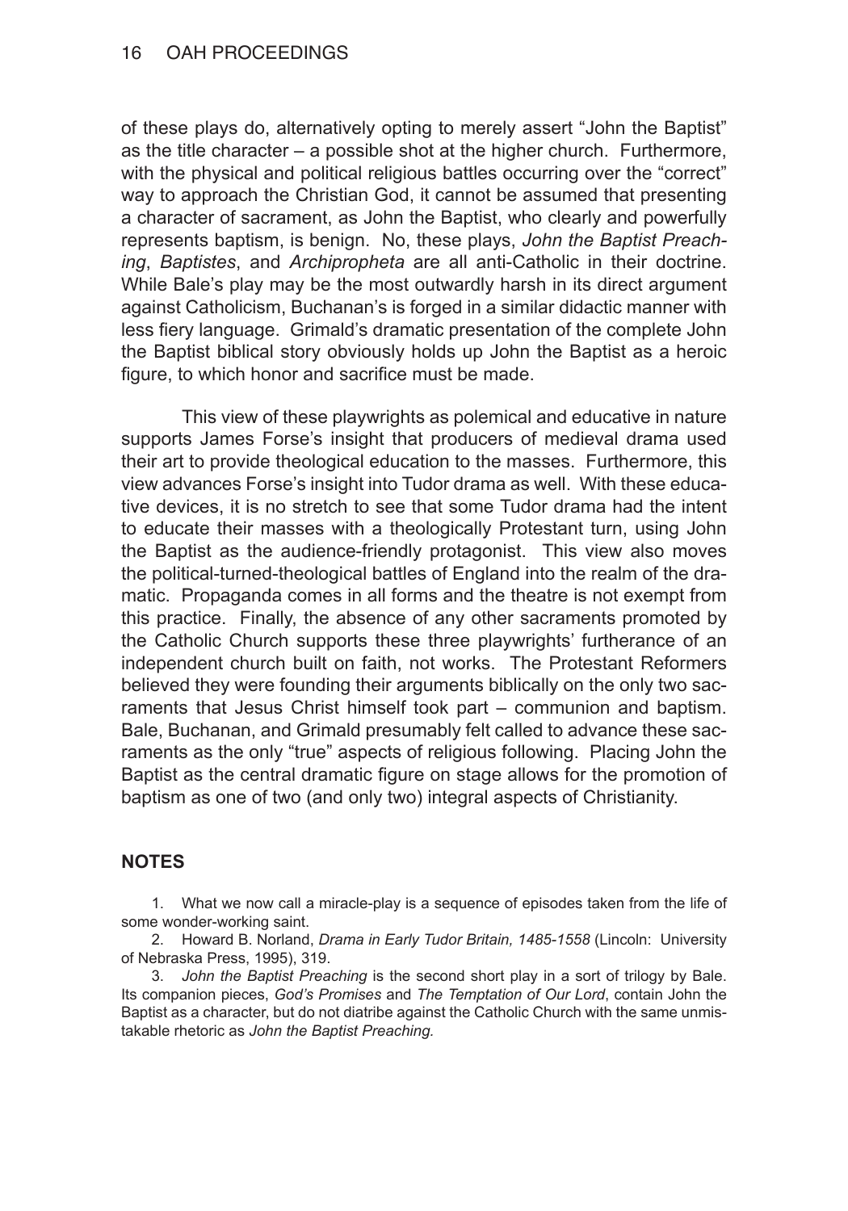of these plays do, alternatively opting to merely assert "John the Baptist" as the title character – a possible shot at the higher church. Furthermore, with the physical and political religious battles occurring over the "correct" way to approach the Christian God, it cannot be assumed that presenting a character of sacrament, as John the Baptist, who clearly and powerfully represents baptism, is benign. No, these plays, *John the Baptist Preaching*, *Baptistes*, and *Archipropheta* are all anti-Catholic in their doctrine. While Bale's play may be the most outwardly harsh in its direct argument against Catholicism, Buchanan's is forged in a similar didactic manner with less fiery language. Grimald's dramatic presentation of the complete John the Baptist biblical story obviously holds up John the Baptist as a heroic figure, to which honor and sacrifice must be made.

This view of these playwrights as polemical and educative in nature supports James Forse's insight that producers of medieval drama used their art to provide theological education to the masses. Furthermore, this view advances Forse's insight into Tudor drama as well. With these educative devices, it is no stretch to see that some Tudor drama had the intent to educate their masses with a theologically Protestant turn, using John the Baptist as the audience-friendly protagonist. This view also moves the political-turned-theological battles of England into the realm of the dramatic. Propaganda comes in all forms and the theatre is not exempt from this practice. Finally, the absence of any other sacraments promoted by the Catholic Church supports these three playwrights' furtherance of an independent church built on faith, not works. The Protestant Reformers believed they were founding their arguments biblically on the only two sacraments that Jesus Christ himself took part – communion and baptism. Bale, Buchanan, and Grimald presumably felt called to advance these sacraments as the only "true" aspects of religious following. Placing John the Baptist as the central dramatic figure on stage allows for the promotion of baptism as one of two (and only two) integral aspects of Christianity.

## NOTES

1. What we now call a miracle-play is a sequence of episodes taken from the life of some wonder-working saint.

2. Howard B. Norland, *Drama in Early Tudor Britain, 1485-1558* (Lincoln: University of Nebraska Press, 1995), 319.

3. *John the Baptist Preaching* is the second short play in a sort of trilogy by Bale. Its companion pieces, *God's Promises* and *The Temptation of Our Lord*, contain John the Baptist as a character, but do not diatribe against the Catholic Church with the same unmistakable rhetoric as *John the Baptist Preaching.*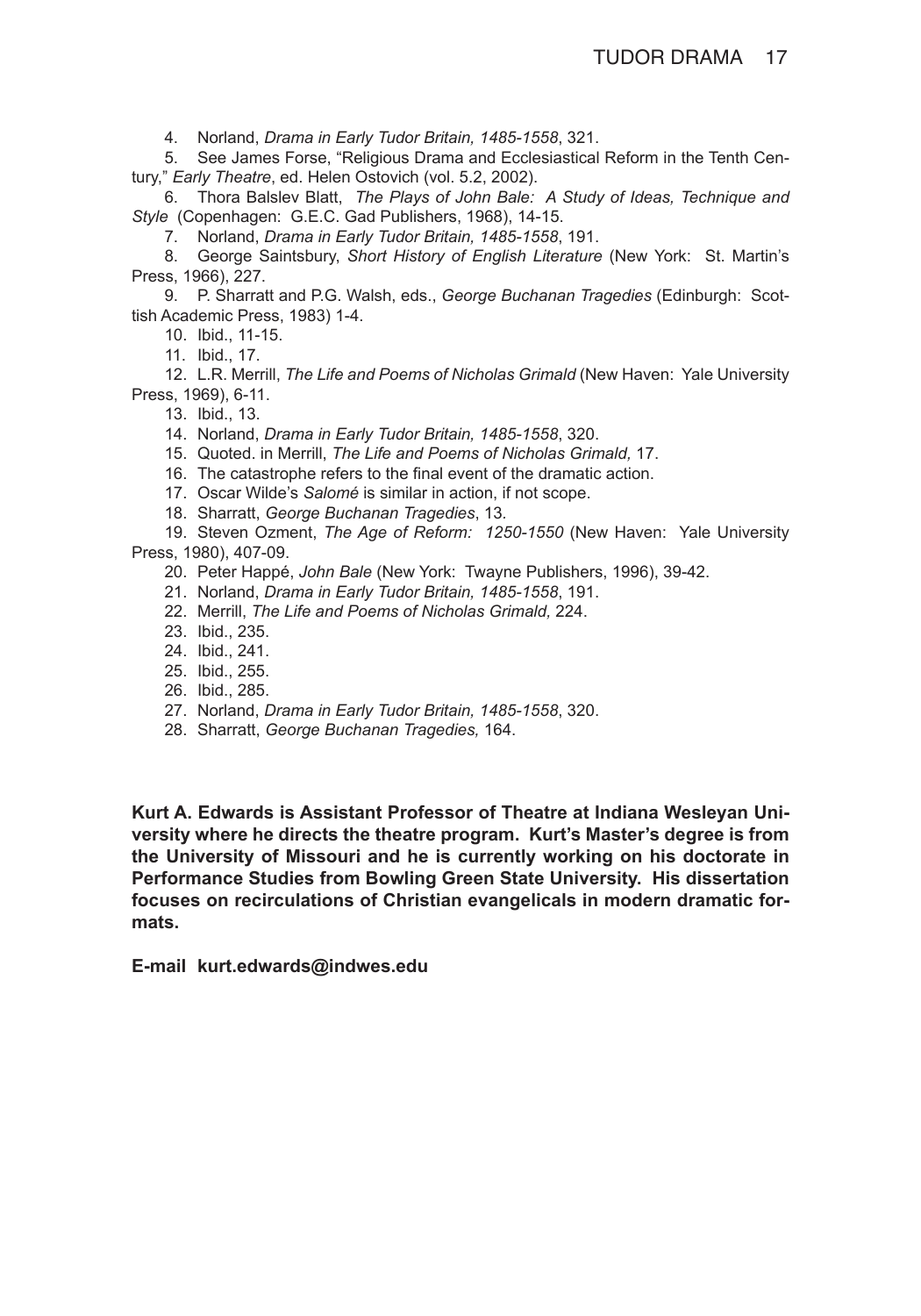4. Norland, *Drama in Early Tudor Britain, 1485-1558*, 321.

5. See James Forse, “Religious Drama and Ecclesiastical Reform in the Tenth Century,” *Early Theatre*, ed. Helen Ostovich (vol. 5.2, 2002).

6. Thora Balslev Blatt, *The Plays of John Bale: A Study of Ideas, Technique and Style* (Copenhagen: G.E.C. Gad Publishers, 1968), 14-15.

7. Norland, *Drama in Early Tudor Britain, 1485-1558*, 191.

8. George Saintsbury, *Short History of English Literature* (New York: St. Martin’s Press, 1966), 227.

9. P. Sharratt and P.G. Walsh, eds., *George Buchanan Tragedies* (Edinburgh: Scottish Academic Press, 1983) 1-4.

10. Ibid., 11-15.

11. Ibid., 17.

12. L.R. Merrill, *The Life and Poems of Nicholas Grimald* (New Haven: Yale University Press, 1969), 6-11.

13. Ibid., 13.

14. Norland, *Drama in Early Tudor Britain, 1485-1558*, 320.

15. Quoted. in Merrill, *The Life and Poems of Nicholas Grimald,* 17.

16. The catastrophe refers to the final event of the dramatic action.

17. Oscar Wilde’s *Salomé* is similar in action, if not scope.

18. Sharratt, *George Buchanan Tragedies*, 13.

19. Steven Ozment, *The Age of Reform: 1250-1550* (New Haven: Yale University Press, 1980), 407-09.

20. Peter Happé, *John Bale* (New York: Twayne Publishers, 1996), 39-42.

21. Norland, *Drama in Early Tudor Britain, 1485-1558*, 191.

22. Merrill, *The Life and Poems of Nicholas Grimald,* 224.

23. Ibid., 235.

24. Ibid., 241.

25. Ibid., 255.

26. Ibid., 285.

27. Norland, *Drama in Early Tudor Britain, 1485-1558*, 320.

28. Sharratt, *George Buchanan Tragedies,* 164.

**Kurt A. Edwards is Assistant Professor of Theatre at Indiana Wesleyan University where he directs the theatre program. Kurt’s Master’s degree is from the University of Missouri and he is currently working on his doctorate in Performance Studies from Bowling Green State University. His dissertation focuses on recirculations of Christian evangelicals in modern dramatic formats.**

**E-mail kurt.edwards@indwes.edu**